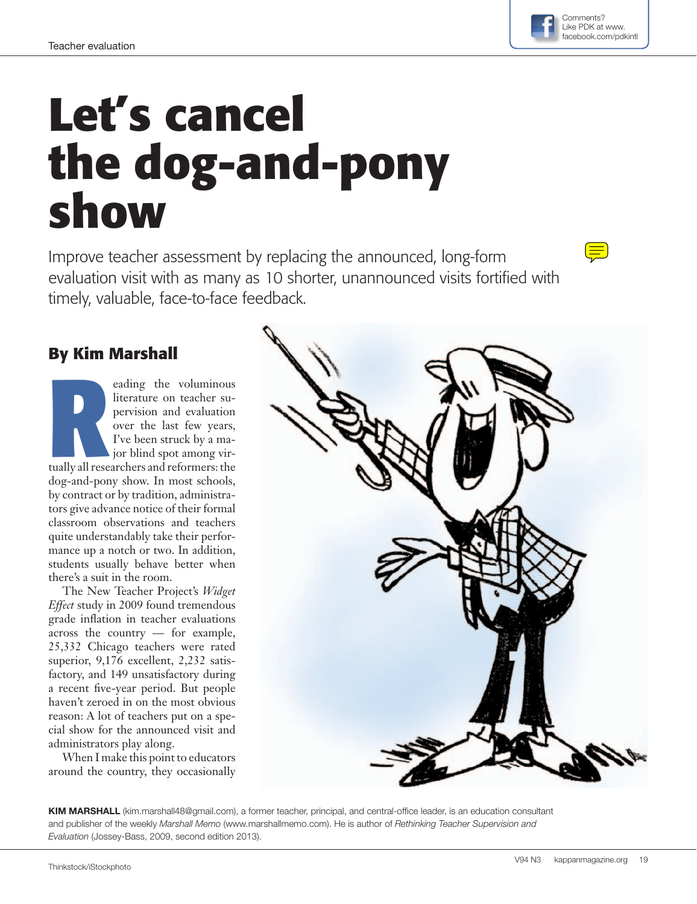# Let's cancel the dog-and-pony show

Improve teacher assessment by replacing the announced, long-form evaluation visit with as many as 10 shorter, unannounced visits fortified with timely, valuable, face-to-face feedback.

## By Kim Marshall

Reading the voluminous literature on teacher supervision and evaluation over the last few years, I've been struck by a major blind spot among virtually all researchers and reformers: the dog-and-pony show. In most schools, by contract or by tradition, administrators give advance notice of their formal classroom observations and teachers quite understandably take their performance up a notch or two. In addition, students usually behave better when there's a suit in the room.

The New Teacher Project's *Widget Effect* study in 2009 found tremendous grade inflation in teacher evaluations across the country — for example, 25,332 Chicago teachers were rated superior, 9,176 excellent, 2,232 satisfactory, and 149 unsatisfactory during a recent five-year period. But people haven't zeroed in on the most obvious reason: A lot of teachers put on a special show for the announced visit and administrators play along.

When I make this point to educators around the country, they occasionally

**KIM MARSHALL** (kim.marshall48@gmail.com), a former teacher, principal, and central-office leader, is an education consultant and publisher of the weekly *Marshall Memo* (www.marshallmemo.com). He is author of *Rethinking Teacher Supervision and Evaluation* (Jossey-Bass, 2009, second edition 2013).

Thinkstock/iStockphoto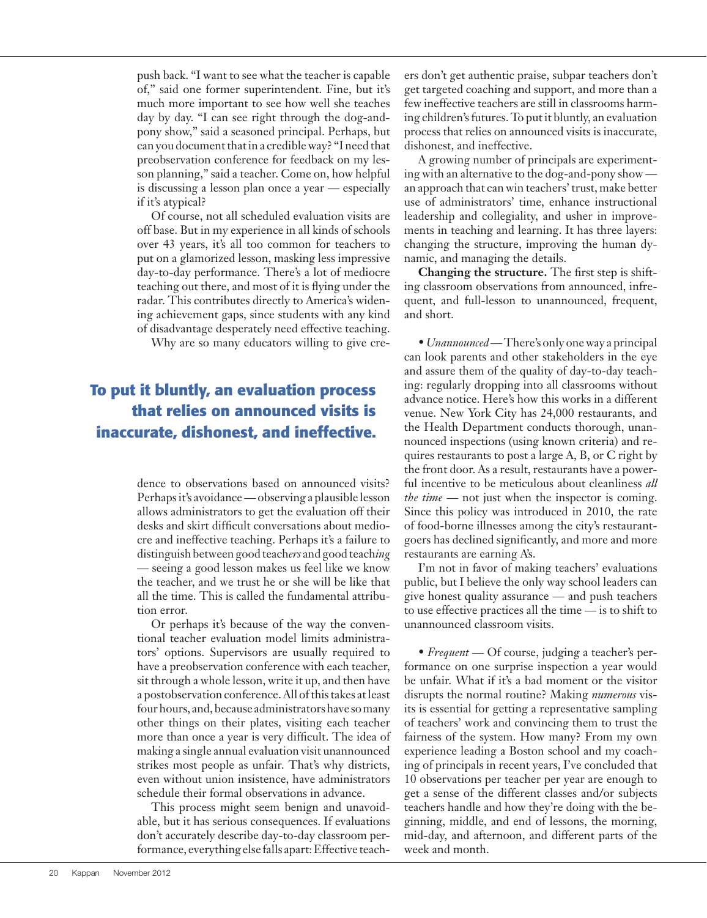push back. "I want to see what the teacher is capable of," said one former superintendent. Fine, but it's much more important to see how well she teaches day by day. "I can see right through the dog-and-pony show," said a seasoned principal. Perhaps, but can you document that in a credible way? "I need that preobservation conference for feedback on my lesson planning," said a teacher. Come on, how helpful is discussing a lesson plan once a year — especially if it's atypical?

Of course, not all scheduled evaluation visits are off base. But in my experience in all kinds of schools over 43 years, it's all too common for teachers to put on a glamorized lesson, masking less impressive day-to-day performance. There's a lot of mediocre teaching out there, and most of it is flying under the radar. This contributes directly to America's widening achievement gaps, since students with any kind of disadvantage desperately need effective teaching.

Why are so many educators willing to give credence to observations based on announced visits? Perhaps it's avoidance — observing a plausible lesson allows administrators to get the evaluation off their desks and skirt difficult conversations about mediocre and ineffective teaching. Perhaps it's a failure to distinguish between good teach*ers* and good teach*ing* — seeing a good lesson makes us feel like we know the teacher, and we trust he or she will be like that all the time. This is called the fundamental attribution error.

**To put it bluntly, an evaluation process that relies on announced visits is inaccurate, dishonest, and ineffective.**

Or perhaps it's because of the way the conventional teacher evaluation model limits administrators' options. Supervisors are usually required to have a preobservation conference with each teacher, sit through a whole lesson, write it up, and then have a postobservation conference. All of this takes at least four hours, and, because administrators have so many other things on their plates, visiting each teacher more than once a year is very difficult. The idea of making a single annual evaluation visit unannounced strikes most people as unfair. That's why districts, even without union insistence, have administrators schedule their formal observations in advance.

This process might seem benign and unavoidable, but it has serious consequences. If evaluations don't accurately describe day-to-day classroom performance, everything else falls apart: Effective teachers don't get authentic praise, subpar teachers don't get targeted coaching and support, and more than a few ineffective teachers are still in classrooms harming children's futures. To put it bluntly, an evaluation process that relies on announced visits is inaccurate, dishonest, and ineffective.

A growing number of principals are experimenting with an alternative to the dog-and-pony show — an approach that can win teachers' trust, make better use of administrators' time, enhance instructional leadership and collegiality, and usher in improvements in teaching and learning. It has three layers: changing the structure, improving the human dynamic, and managing the details.

**Changing the structure.** The first step is shifting classroom observations from announced, infrequent, and full-lesson to unannounced, frequent, and short.

• *Unannounced* — There's only one way a principal can look parents and other stakeholders in the eye and assure them of the quality of day-to-day teaching: regularly dropping into all classrooms without advance notice. Here's how this works in a different venue. New York City has 24,000 restaurants, and the Health Department conducts thorough, unannounced inspections (using known criteria) and requires restaurants to post a large A, B, or C right by the front door. As a result, restaurants have a powerful incentive to be meticulous about cleanliness *all the time* — not just when the inspector is coming. Since this policy was introduced in 2010, the rate of food-borne illnesses among the city's restaurant-goers has declined significantly, and more and more restaurants are earning A's.

I'm not in favor of making teachers' evaluations public, but I believe the only way school leaders can give honest quality assurance — and push teachers to use effective practices all the time — is to shift to unannounced classroom visits.

• *Frequent* — Of course, judging a teacher's performance on one surprise inspection a year would be unfair. What if it's a bad moment or the visitor disrupts the normal routine? Making *numerous* visits is essential for getting a representative sampling of teachers' work and convincing them to trust the fairness of the system. How many? From my own experience leading a Boston school and my coaching of principals in recent years, I've concluded that 10 observations per teacher per year are enough to get a sense of the different classes and/or subjects teachers handle and how they're doing with the beginning, middle, and end of lessons, the morning, mid-day, and afternoon, and different parts of the week and month.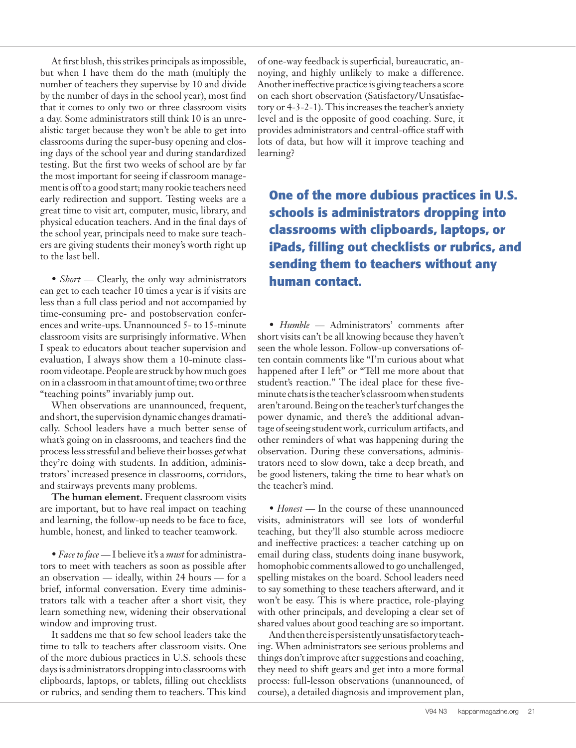At first blush, this strikes principals as impossible, but when I have them do the math (multiply the number of teachers they supervise by 10 and divide by the number of days in the school year), most find that it comes to only two or three classroom visits a day. Some administrators still think 10 is an unrealistic target because they won't be able to get into classrooms during the super-busy opening and closing days of the school year and during standardized testing. But the first two weeks of school are by far the most important for seeing if classroom management is off to a good start; many rookie teachers need early redirection and support. Testing weeks are a great time to visit art, computer, music, library, and physical education teachers. And in the final days of the school year, principals need to make sure teachers are giving students their money's worth right up to the last bell.

• *Short* — Clearly, the only way administrators can get to each teacher 10 times a year is if visits are less than a full class period and not accompanied by time-consuming pre- and postobservation conferences and write-ups. Unannounced 5- to 15-minute classroom visits are surprisingly informative. When I speak to educators about teacher supervision and evaluation, I always show them a 10-minute classroom videotape. People are struck by how much goes on in a classroom in that amount of time; two or three "teaching points" invariably jump out.

When observations are unannounced, frequent, and short, the supervision dynamic changes dramatically. School leaders have a much better sense of what's going on in classrooms, and teachers find the process less stressful and believe their bosses *get* what they're doing with students. In addition, administrators' increased presence in classrooms, corridors, and stairways prevents many problems.

**The human element.** Frequent classroom visits are important, but to have real impact on teaching and learning, the follow-up needs to be face to face, humble, honest, and linked to teacher teamwork.

• *Face to face* — I believe it's a *must* for administrators to meet with teachers as soon as possible after an observation — ideally, within 24 hours — for a brief, informal conversation. Every time administrators talk with a teacher after a short visit, they learn something new, widening their observational window and improving trust.

It saddens me that so few school leaders take the time to talk to teachers after classroom visits. One of the more dubious practices in U.S. schools these days is administrators dropping into classrooms with clipboards, laptops, or tablets, filling out checklists or rubrics, and sending them to teachers. This kind of one-way feedback is superficial, bureaucratic, annoying, and highly unlikely to make a difference. Another ineffective practice is giving teachers a score on each short observation (Satisfactory/Unsatisfactory or 4-3-2-1). This increases the teacher's anxiety level and is the opposite of good coaching. Sure, it provides administrators and central-office staff with lots of data, but how will it improve teaching and learning?

**One of the more dubious practices in U.S. schools is administrators dropping into classrooms with clipboards, laptops, or iPads, filling out checklists or rubrics, and sending them to teachers without any human contact.**

• *Humble* — Administrators' comments after short visits can't be all knowing because they haven't seen the whole lesson. Follow-up conversations often contain comments like "I'm curious about what happened after I left" or "Tell me more about that student's reaction." The ideal place for these five-minute chats is the teacher's classroom when students aren't around. Being on the teacher's turf changes the power dynamic, and there's the additional advantage of seeing student work, curriculum artifacts, and other reminders of what was happening during the observation. During these conversations, administrators need to slow down, take a deep breath, and be good listeners, taking the time to hear what's on the teacher's mind.

• *Honest* — In the course of these unannounced visits, administrators will see lots of wonderful teaching, but they'll also stumble across mediocre and ineffective practices: a teacher catching up on email during class, students doing inane busywork, homophobic comments allowed to go unchallenged, spelling mistakes on the board. School leaders need to say something to these teachers afterward, and it won't be easy. This is where practice, role-playing with other principals, and developing a clear set of shared values about good teaching are so important.

And then there is persistently unsatisfactory teaching. When administrators see serious problems and things don't improve after suggestions and coaching, they need to shift gears and get into a more formal process: full-lesson observations (unannounced, of course), a detailed diagnosis and improvement plan,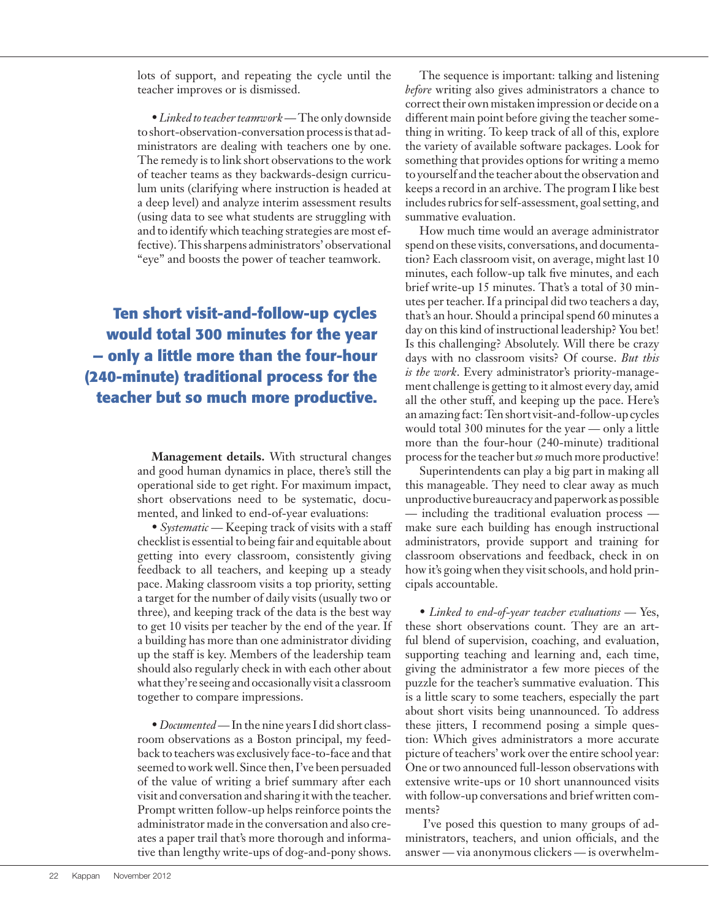lots of support, and repeating the cycle until the teacher improves or is dismissed.

• *Linked to teacher teamwork* — The only downside to short-observation-conversation process is that administrators are dealing with teachers one by one. The remedy is to link short observations to the work of teacher teams as they backwards-design curriculum units (clarifying where instruction is headed at a deep level) and analyze interim assessment results (using data to see what students are struggling with and to identify which teaching strategies are most effective). This sharpens administrators' observational "eye" and boosts the power of teacher teamwork.

**Ten short visit-and-follow-up cycles would total 300 minutes for the year — only a little more than the four-hour (240-minute) traditional process for the teacher but so much more productive.**

**Management details.** With structural changes and good human dynamics in place, there's still the operational side to get right. For maximum impact, short observations need to be systematic, documented, and linked to end-of-year evaluations:

• *Systematic* — Keeping track of visits with a staff checklist is essential to being fair and equitable about getting into every classroom, consistently giving feedback to all teachers, and keeping up a steady pace. Making classroom visits a top priority, setting a target for the number of daily visits (usually two or three), and keeping track of the data is the best way to get 10 visits per teacher by the end of the year. If a building has more than one administrator dividing up the staff is key. Members of the leadership team should also regularly check in with each other about what they're seeing and occasionally visit a classroom together to compare impressions.

• *Documented* — In the nine years I did short classroom observations as a Boston principal, my feedback to teachers was exclusively face-to-face and that seemed to work well. Since then, I've been persuaded of the value of writing a brief summary after each visit and conversation and sharing it with the teacher. Prompt written follow-up helps reinforce points the administrator made in the conversation and also creates a paper trail that's more thorough and informative than lengthy write-ups of dog-and-pony shows.

The sequence is important: talking and listening *before* writing also gives administrators a chance to correct their own mistaken impression or decide on a different main point before giving the teacher something in writing. To keep track of all of this, explore the variety of available software packages. Look for something that provides options for writing a memo to yourself and the teacher about the observation and keeps a record in an archive. The program I like best includes rubrics for self-assessment, goal setting, and summative evaluation.

How much time would an average administrator spend on these visits, conversations, and documentation? Each classroom visit, on average, might last 10 minutes, each follow-up talk five minutes, and each brief write-up 15 minutes. That's a total of 30 minutes per teacher. If a principal did two teachers a day, that's an hour. Should a principal spend 60 minutes a day on this kind of instructional leadership? You bet! Is this challenging? Absolutely. Will there be crazy days with no classroom visits? Of course. *But this is the work*. Every administrator's priority-management challenge is getting to it almost every day, amid all the other stuff, and keeping up the pace. Here's an amazing fact: Ten short visit-and-follow-up cycles would total 300 minutes for the year — only a little more than the four-hour (240-minute) traditional process for the teacher but *so* much more productive!

Superintendents can play a big part in making all this manageable. They need to clear away as much unproductive bureaucracy and paperwork as possible — including the traditional evaluation process — make sure each building has enough instructional administrators, provide support and training for classroom observations and feedback, check in on how it's going when they visit schools, and hold principals accountable.

• *Linked to end-of-year teacher evaluations* — Yes, these short observations count. They are an artful blend of supervision, coaching, and evaluation, supporting teaching and learning and, each time, giving the administrator a few more pieces of the puzzle for the teacher's summative evaluation. This is a little scary to some teachers, especially the part about short visits being unannounced. To address these jitters, I recommend posing a simple question: Which gives administrators a more accurate picture of teachers' work over the entire school year: One or two announced full-lesson observations with extensive write-ups or 10 short unannounced visits with follow-up conversations and brief written comments?

I've posed this question to many groups of administrators, teachers, and union officials, and the answer — via anonymous clickers — is overwhelm-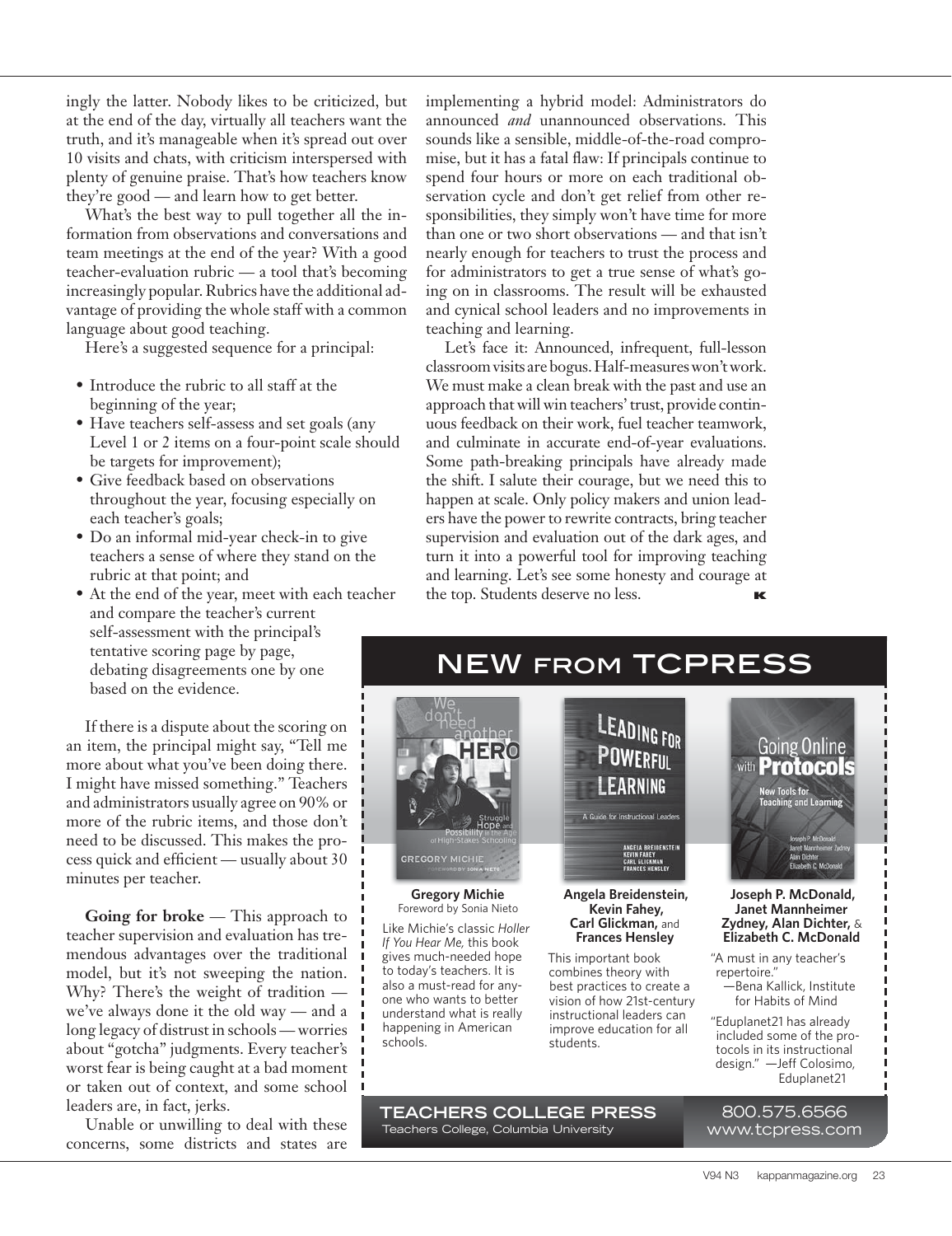ingly the latter. Nobody likes to be criticized, but at the end of the day, virtually all teachers want the truth, and it's manageable when it's spread out over 10 visits and chats, with criticism interspersed with plenty of genuine praise. That's how teachers know they're good — and learn how to get better.

What's the best way to pull together all the information from observations and conversations and team meetings at the end of the year? With a good teacher-evaluation rubric — a tool that's becoming increasingly popular. Rubrics have the additional advantage of providing the whole staff with a common language about good teaching.

Here's a suggested sequence for a principal:

- Introduce the rubric to all staff at the beginning of the year;
- Have teachers self-assess and set goals (any Level 1 or 2 items on a four-point scale should be targets for improvement);
- Give feedback based on observations throughout the year, focusing especially on each teacher's goals;
- Do an informal mid-year check-in to give teachers a sense of where they stand on the rubric at that point; and
- At the end of the year, meet with each teacher and compare the teacher's current self-assessment with the principal's tentative scoring page by page, debating disagreements one by one based on the evidence.

If there is a dispute about the scoring on an item, the principal might say, "Tell me more about what you've been doing there. I might have missed something." Teachers and administrators usually agree on 90% or more of the rubric items, and those don't need to be discussed. This makes the process quick and efficient — usually about 30 minutes per teacher.

**Going for broke** — This approach to teacher supervision and evaluation has tremendous advantages over the traditional model, but it's not sweeping the nation. Why? There's the weight of tradition — we've always done it the old way — and a long legacy of distrust in schools — worries about "gotcha" judgments. Every teacher's worst fear is being caught at a bad moment or taken out of context, and some school leaders are, in fact, jerks.

Unable or unwilling to deal with these concerns, some districts and states are implementing a hybrid model: Administrators do announced *and* unannounced observations. This sounds like a sensible, middle-of-the-road compromise, but it has a fatal flaw: If principals continue to spend four hours or more on each traditional observation cycle and don't get relief from other responsibilities, they simply won't have time for more than one or two short observations — and that isn't nearly enough for teachers to trust the process and for administrators to get a true sense of what's going on in classrooms. The result will be exhausted and cynical school leaders and no improvements in teaching and learning.

Let's face it: Announced, infrequent, full-lesson classroom visits are bogus. Half-measures won't work. We must make a clean break with the past and use an approach that will win teachers' trust, provide continuous feedback on their work, fuel teacher teamwork, and culminate in accurate end-of-year evaluations. Some path-breaking principals have already made the shift. I salute their courage, but we need this to happen at scale. Only policy makers and union leaders have the power to rewrite contracts, bring teacher supervision and evaluation out of the dark ages, and turn it into a powerful tool for improving teaching and learning. Let's see some honesty and courage at the top. Students deserve no less. K

## NEW FROM TCPRESS

**We don't need another HERO** — Struggle, Hope and Possibility in the Age of High-Stakes Schooling

**Gregory Michie**
Foreword by Sonia Nieto

Like Michie's classic *Holler If You Hear Me,* this book gives much-needed hope to today's teachers. It is also a must-read for anyone who wants to better understand what is really happening in American schools.

**LEADING FOR POWERFUL LEARNING** — A Guide for Instructional Leaders

**Angela Breidenstein, Kevin Fahey, Carl Glickman,** and **Frances Hensley**

This important book combines theory with best practices to create a vision of how 21st-century instructional leaders can improve education for all students.

**Going Online with Protocols** — New Tools for Teaching and Learning

**Joseph P. McDonald, Janet Mannheimer Zydney, Alan Dichter,** & **Elizabeth C. McDonald**

"A must in any teacher's repertoire."
—Bena Kallick, Institute for Habits of Mind

"Eduplanet21 has already included some of the protocols in its instructional design." —Jeff Colosimo, Eduplanet21

**TEACHERS COLLEGE PRESS**
Teachers College, Columbia University

800.575.6566
www.tcpress.com